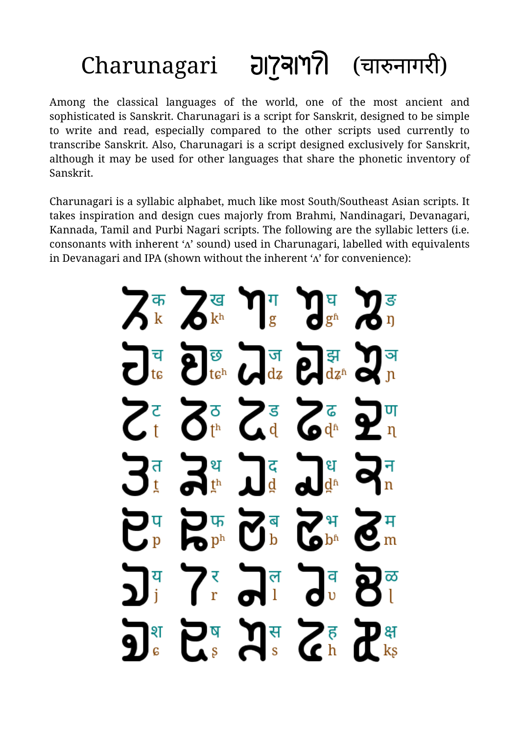# Charunagari (चारुनागरी)

Among the classical languages of the world, one of the most ancient and sophisticated is Sanskrit. Charunagari is a script for Sanskrit, designed to be simple to write and read, especially compared to the other scripts used currently to transcribe Sanskrit. Also, Charunagari is a script designed exclusively for Sanskrit, although it may be used for other languages that share the phonetic inventory of Sanskrit.

Charunagari is a syllabic alphabet, much like most South/Southeast Asian scripts. It takes inspiration and design cues majorly from Brahmi, Nandinagari, Devanagari, Kannada, Tamil and Purbi Nagari scripts. The following are the syllabic letters (i.e. consonants with inherent 'ʌ' sound) used in Charunagari, labelled with equivalents in Devanagari and IPA (shown without the inherent 'ʌ' for convenience):

| | | | | |
|---|---|---|---|---|
| क k | ख kʰ | ग g | घ gʱ | ङ ŋ |
| च tɕ | छ tɕʰ | ज dʑ | झ dʑʱ | ञ ɲ |
| ट ʈ | ठ ʈʰ | ड ɖ | ढ ɖʱ | ण ɳ |
| त t̪ | थ t̪ʰ | द d̪ | ध d̪ʱ | न n |
| प p | फ pʰ | ब b | भ bʱ | म m |
| य j | र r | ल l | व ʋ | ळ ɭ |
| श ɕ | ष ʂ | स s | ह h | क्ष kʂ |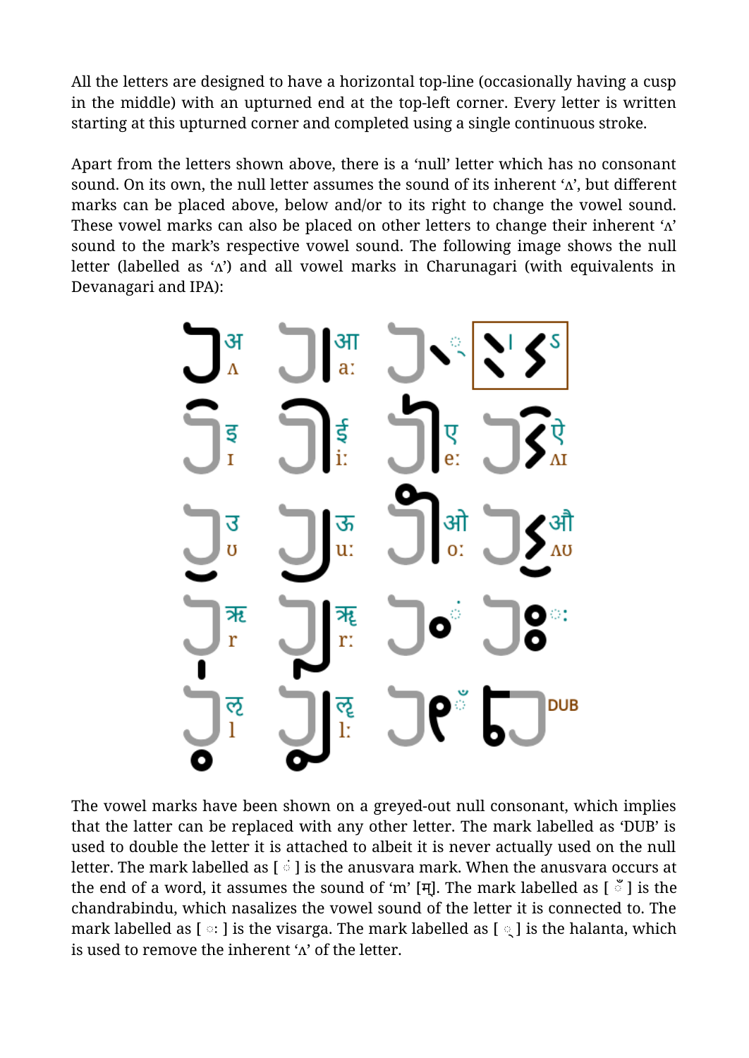All the letters are designed to have a horizontal top-line (occasionally having a cusp in the middle) with an upturned end at the top-left corner. Every letter is written starting at this upturned corner and completed using a single continuous stroke.

Apart from the letters shown above, there is a 'null' letter which has no consonant sound. On its own, the null letter assumes the sound of its inherent 'ʌ', but different marks can be placed above, below and/or to its right to change the vowel sound. These vowel marks can also be placed on other letters to change their inherent 'ʌ' sound to the mark's respective vowel sound. The following image shows the null letter (labelled as 'ʌ') and all vowel marks in Charunagari (with equivalents in Devanagari and IPA):

The vowel marks have been shown on a greyed-out null consonant, which implies that the latter can be replaced with any other letter. The mark labelled as 'DUB' is used to double the letter it is attached to albeit it is never actually used on the null letter. The mark labelled as [ ं ] is the anusvara mark. When the anusvara occurs at the end of a word, it assumes the sound of 'm' [म्]. The mark labelled as [ ँ ] is the chandrabindu, which nasalizes the vowel sound of the letter it is connected to. The mark labelled as [ ः ] is the visarga. The mark labelled as [ ् ] is the halanta, which is used to remove the inherent 'ʌ' of the letter.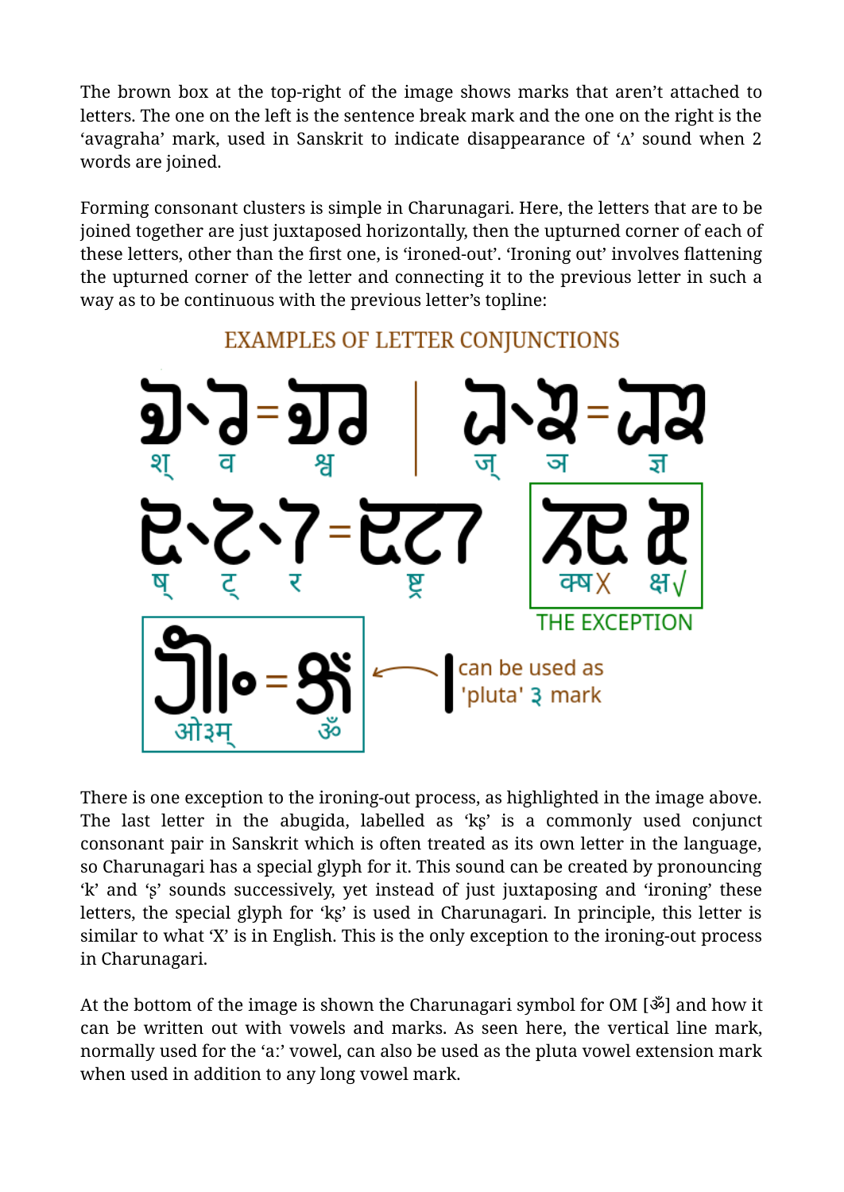The brown box at the top-right of the image shows marks that aren't attached to letters. The one on the left is the sentence break mark and the one on the right is the 'avagraha' mark, used in Sanskrit to indicate disappearance of 'ʌ' sound when 2 words are joined.

Forming consonant clusters is simple in Charunagari. Here, the letters that are to be joined together are just juxtaposed horizontally, then the upturned corner of each of these letters, other than the first one, is 'ironed-out'. 'Ironing out' involves flattening the upturned corner of the letter and connecting it to the previous letter in such a way as to be continuous with the previous letter's topline:

EXAMPLES OF LETTER CONJUNCTIONS

श् व श्व | ज् ञ ज्ञ

ष् ट् र ष्ट्र

क्ष X क्ष √

THE EXCEPTION

ओ३म् ॐ

can be used as 'pluta' ३ mark

There is one exception to the ironing-out process, as highlighted in the image above. The last letter in the abugida, labelled as 'kṣ' is a commonly used conjunct consonant pair in Sanskrit which is often treated as its own letter in the language, so Charunagari has a special glyph for it. This sound can be created by pronouncing 'k' and 'ṣ' sounds successively, yet instead of just juxtaposing and 'ironing' these letters, the special glyph for 'kṣ' is used in Charunagari. In principle, this letter is similar to what 'X' is in English. This is the only exception to the ironing-out process in Charunagari.

At the bottom of the image is shown the Charunagari symbol for OM [ॐ] and how it can be written out with vowels and marks. As seen here, the vertical line mark, normally used for the 'a:' vowel, can also be used as the pluta vowel extension mark when used in addition to any long vowel mark.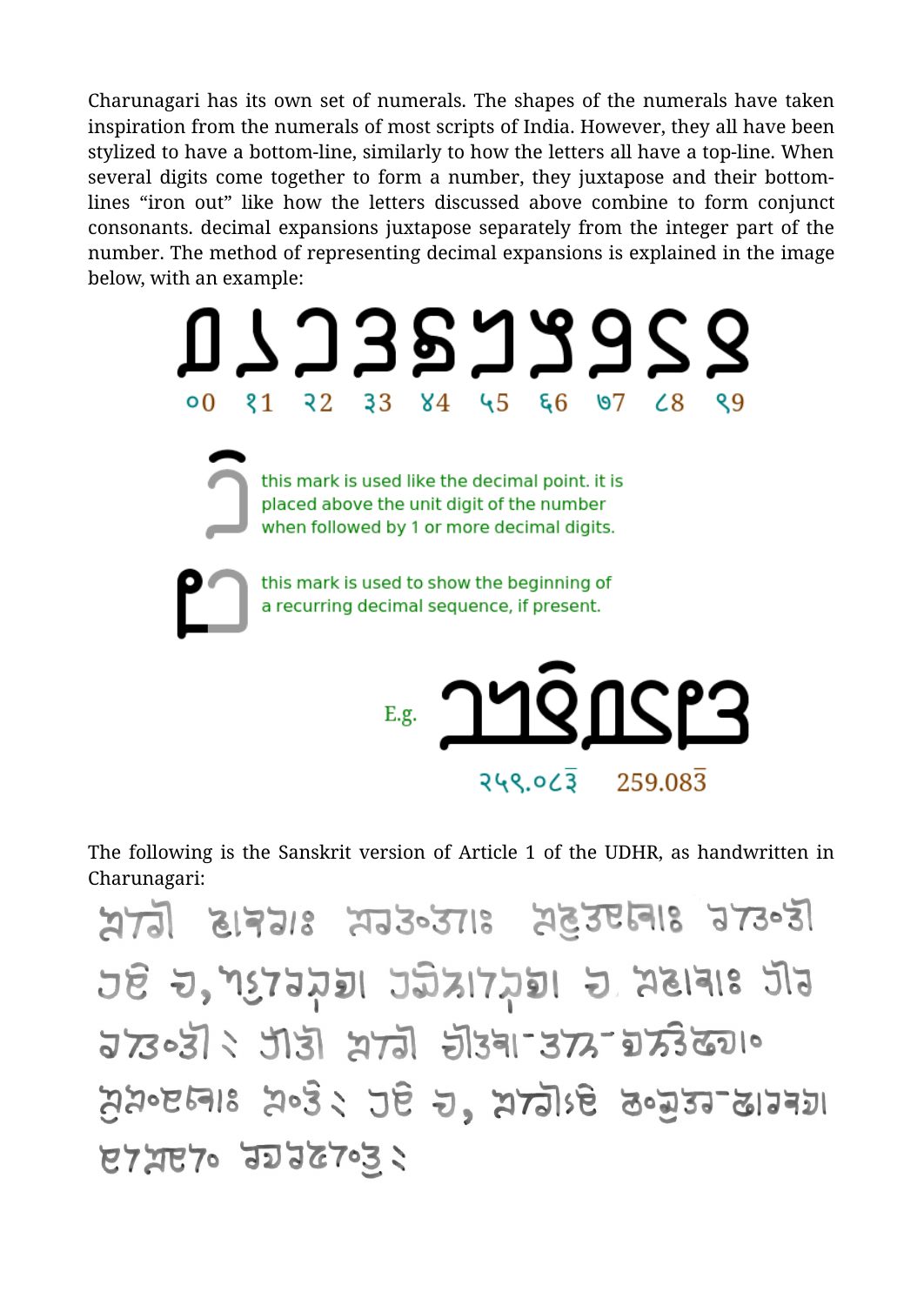Charunagari has its own set of numerals. The shapes of the numerals have taken inspiration from the numerals of most scripts of India. However, they all have been stylized to have a bottom-line, similarly to how the letters all have a top-line. When several digits come together to form a number, they juxtapose and their bottom-lines "iron out" like how the letters discussed above combine to form conjunct consonants. decimal expansions juxtapose separately from the integer part of the number. The method of representing decimal expansions is explained in the image below, with an example:

०0 १1 २2 ३3 ४4 ५5 ६6 ७7 ८8 ९9

this mark is used like the decimal point. it is placed above the unit digit of the number when followed by 1 or more decimal digits.

this mark is used to show the beginning of a recurring decimal sequence, if present.

E.g.

२५९.०८३̄ 259.083̄

The following is the Sanskrit version of Article 1 of the UDHR, as handwritten in Charunagari: